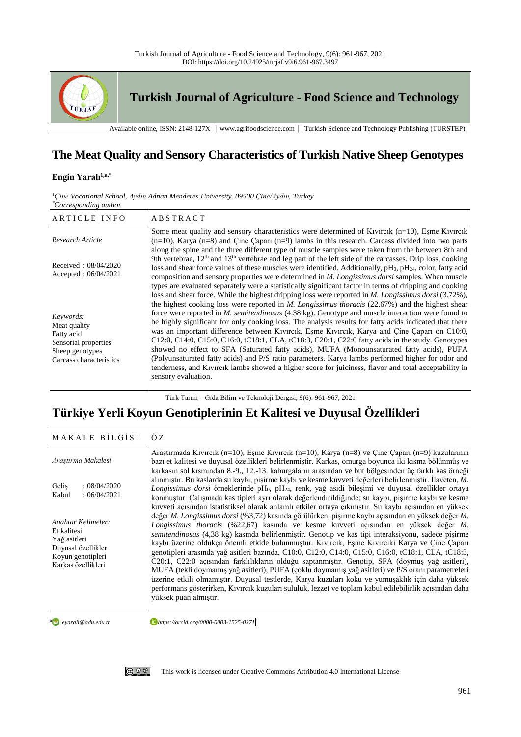# The Meat Quality and Sensory Characteristics of Turkish Native Sheep Genotypes

**Engin Yaralı**[1,a,*]

[1] *Çine Vocational School, Aydın Adnan Menderes University. 09500 Çine/Aydın, Turkey*
[*] *Corresponding author*

| ARTICLE INFO | ABSTRACT |
|---|---|
| *Research Article*<br><br>Received : 08/04/2020<br>Accepted : 06/04/2021<br><br>*Keywords:*<br>Meat quality<br>Fatty acid<br>Sensorial properties<br>Sheep genotypes<br>Carcass characteristics | Some meat quality and sensory characteristics were determined of Kıvırcık (n=10), Eşme Kıvırcık (n=10), Karya (n=8) and Çine Çaparı (n=9) lambs in this research. Carcass divided into two parts along the spine and the three different type of muscle samples were taken from the between 8th and 9th vertebrae, 12th and 13th vertebrae and leg part of the left side of the carcasses. Drip loss, cooking loss and shear force values of these muscles were identified. Additionally, $pH_0$, $pH_{24}$, color, fatty acid composition and sensory properties were determined in *M. Longissimus dorsi* samples. When muscle types are evaluated separately were a statistically significant factor in terms of dripping and cooking loss and shear force. While the highest dripping loss were reported in *M. Longissimus dorsi* (3.72%), the highest cooking loss were reported in *M. Longissimus thoracis* (22.67%) and the highest shear force were reported in *M. semitendinosus* (4.38 kg). Genotype and muscle interaction were found to be highly significant for only cooking loss. The analysis results for fatty acids indicated that there was an important difference between Kıvırcık, Eşme Kıvırcık, Karya and Çine Çaparı on C10:0, C12:0, C14:0, C15:0, C16:0, tC18:1, CLA, tC18:3, C20:1, C22:0 fatty acids in the study. Genotypes showed no effect to SFA (Saturated fatty acids), MUFA (Monounsaturated fatty acids), PUFA (Polyunsaturated fatty acids) and P/S ratio parameters. Karya lambs performed higher for odor and tenderness, and Kıvırcık lambs showed a higher score for juiciness, flavor and total acceptability in sensory evaluation. |

Türk Tarım – Gıda Bilim ve Teknoloji Dergisi, 9(6): 961-967, 2021

# Türkiye Yerli Koyun Genotiplerinin Et Kalitesi ve Duyusal Özellikleri

| MAKALE BİLGİSİ | ÖZ |
|---|---|
| *Araştırma Makalesi*<br><br>Geliş : 08/04/2020<br>Kabul : 06/04/2021<br><br>*Anahtar Kelimeler:*<br>Et kalitesi<br>Yağ asitleri<br>Duyusal özellikler<br>Koyun genotipleri<br>Karkas özellikleri | Araştırmada Kıvırcık (n=10), Eşme Kıvırcık (n=10), Karya (n=8) ve Çine Çaparı (n=9) kuzularının bazı et kalitesi ve duyusal özellikleri belirlenmiştir. Karkas, omurga boyunca iki kısma bölünmüş ve karkasın sol kısmından 8.-9., 12.-13. kaburgaların arasından ve but bölgesinden üç farklı kas örneği alınmıştır. Bu kaslarda su kaybı, pişirme kaybı ve kesme kuvveti değerleri belirlenmiştir. İlaveten, *M. Longissimus dorsi* örneklerinde $pH_0$, $pH_{24}$, renk, yağ asidi bileşimi ve duyusal özellikler ortaya konmuştur. Çalışmada kas tipleri ayrı olarak değerlendirildiğinde; su kaybı, pişirme kaybı ve kesme kuvveti açısından istatistiksel olarak anlamlı etkiler ortaya çıkmıştır. Su kaybı açısından en yüksek değer *M. Longissimus dorsi* (%3,72) kasında görülürken, pişirme kaybı açısından en yüksek değer *M. Longissimus thoracis* (%22,67) kasında ve kesme kuvveti açısından en yüksek değer *M. semitendinosus* (4,38 kg) kasında belirlenmiştir. Genotip ve kas tipi interaksiyonu, sadece pişirme kaybı üzerine oldukça önemli etkide bulunmuştur. Kıvırcık, Eşme Kıvırcıkı Karya ve Çine Çaparı genotipleri arasında yağ asitleri bazında, C10:0, C12:0, C14:0, C15:0, C16:0, tC18:1, CLA, tC18:3, C20:1, C22:0 açısından farklılıkların olduğu saptanmıştır. Genotip, SFA (doymuş yağ asitleri), MUFA (tekli doymamış yağ asitleri), PUFA (çoklu doymamış yağ asitleri) ve P/S oranı parametreleri üzerine etkili olmamıştır. Duyusal testlerde, Karya kuzuları koku ve yumuşaklık için daha yüksek performans gösterirken, Kıvırcık kuzuları sululuk, lezzet ve toplam kabul edilebilirlik açısından daha yüksek puan almıştır. |

[a] eyarali@adu.edu.tr https://orcid.org/0000-0003-1525-0371

This work is licensed under Creative Commons Attribution 4.0 International License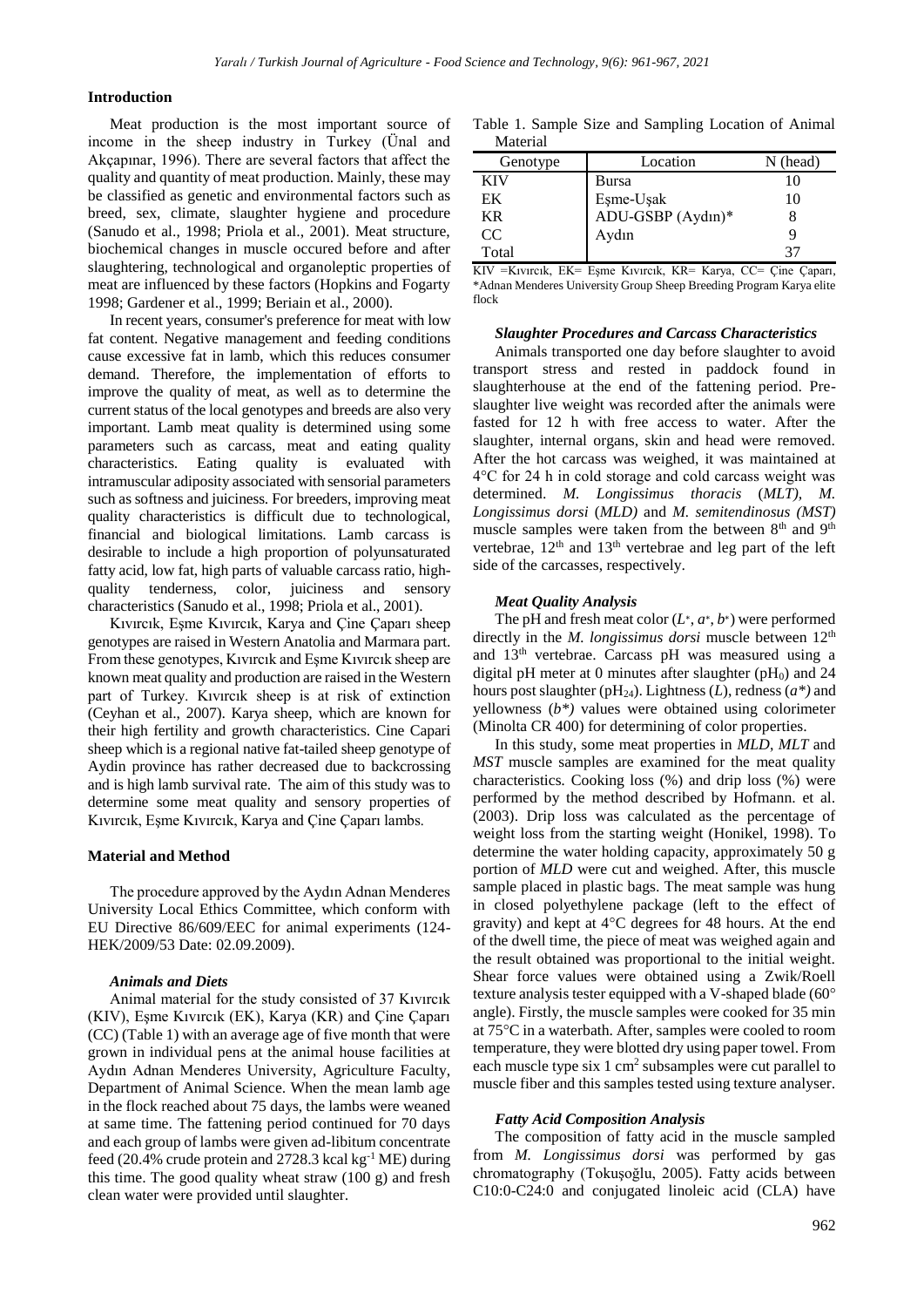## Introduction

Meat production is the most important source of income in the sheep industry in Turkey (Ünal and Akçapınar, 1996). There are several factors that affect the quality and quantity of meat production. Mainly, these may be classified as genetic and environmental factors such as breed, sex, climate, slaughter hygiene and procedure (Sanudo et al., 1998; Priola et al., 2001). Meat structure, biochemical changes in muscle occured before and after slaughtering, technological and organoleptic properties of meat are influenced by these factors (Hopkins and Fogarty 1998; Gardener et al., 1999; Beriain et al., 2000).

In recent years, consumer's preference for meat with low fat content. Negative management and feeding conditions cause excessive fat in lamb, which this reduces consumer demand. Therefore, the implementation of efforts to improve the quality of meat, as well as to determine the current status of the local genotypes and breeds are also very important. Lamb meat quality is determined using some parameters such as carcass, meat and eating quality characteristics. Eating quality is evaluated with intramuscular adiposity associated with sensorial parameters such as softness and juiciness. For breeders, improving meat quality characteristics is difficult due to technological, financial and biological limitations. Lamb carcass is desirable to include a high proportion of polyunsaturated fatty acid, low fat, high parts of valuable carcass ratio, high-quality tenderness, color, juiciness and sensory characteristics (Sanudo et al., 1998; Priola et al., 2001).

Kıvırcık, Eşme Kıvırcık, Karya and Çine Çaparı sheep genotypes are raised in Western Anatolia and Marmara part. From these genotypes, Kıvırcık and Eşme Kıvırcık sheep are known meat quality and production are raised in the Western part of Turkey. Kıvırcık sheep is at risk of extinction (Ceyhan et al., 2007). Karya sheep, which are known for their high fertility and growth characteristics. Cine Capari sheep which is a regional native fat-tailed sheep genotype of Aydin province has rather decreased due to backcrossing and is high lamb survival rate. The aim of this study was to determine some meat quality and sensory properties of Kıvırcık, Eşme Kıvırcık, Karya and Çine Çaparı lambs.

## Material and Method

The procedure approved by the Aydın Adnan Menderes University Local Ethics Committee, which conform with EU Directive 86/609/EEC for animal experiments (124-HEK/2009/53 Date: 02.09.2009).

### *Animals and Diets*

Animal material for the study consisted of 37 Kıvırcık (KIV), Eşme Kıvırcık (EK), Karya (KR) and Çine Çaparı (CC) (Table 1) with an average age of five month that were grown in individual pens at the animal house facilities at Aydın Adnan Menderes University, Agriculture Faculty, Department of Animal Science. When the mean lamb age in the flock reached about 75 days, the lambs were weaned at same time. The fattening period continued for 70 days and each group of lambs were given ad-libitum concentrate feed (20.4% crude protein and 2728.3 kcal kg$^{-1}$ ME) during this time. The good quality wheat straw (100 g) and fresh clean water were provided until slaughter.

Table 1. Sample Size and Sampling Location of Animal Material

| Genotype | Location | N (head) |
|---|---|---|
| KIV | Bursa | 10 |
| EK | Eşme-Uşak | 10 |
| KR | ADU-GSBP (Aydın)* | 8 |
| CC | Aydın | 9 |
| Total | | 37 |

KIV =Kıvırcık, EK= Eşme Kıvırcık, KR= Karya, CC= Çine Çaparı, *Adnan Menderes University Group Sheep Breeding Program Karya elite flock

### *Slaughter Procedures and Carcass Characteristics*

Animals transported one day before slaughter to avoid transport stress and rested in paddock found in slaughterhouse at the end of the fattening period. Pre-slaughter live weight was recorded after the animals were fasted for 12 h with free access to water. After the slaughter, internal organs, skin and head were removed. After the hot carcass was weighed, it was maintained at 4°C for 24 h in cold storage and cold carcass weight was determined. *M. Longissimus thoracis* (*MLT), M. Longissimus dorsi* (*MLD)* and *M. semitendinosus (MST)* muscle samples were taken from the between 8$^{th}$ and 9$^{th}$ vertebrae, 12$^{th}$ and 13$^{th}$ vertebrae and leg part of the left side of the carcasses, respectively.

### *Meat Quality Analysis*

The pH and fresh meat color ($L^*$, $a^*$, $b^*$) were performed directly in the *M. longissimus dorsi* muscle between 12$^{th}$ and 13$^{th}$ vertebrae. Carcass pH was measured using a digital pH meter at 0 minutes after slaughter ($pH_0$) and 24 hours post slaughter ($pH_{24}$). Lightness ($L$), redness ($a^*$) and yellowness ($b^*$) values were obtained using colorimeter (Minolta CR 400) for determining of color properties.

In this study, some meat properties in *MLD*, *MLT* and *MST* muscle samples are examined for the meat quality characteristics. Cooking loss (%) and drip loss (%) were performed by the method described by Hofmann. et al. (2003). Drip loss was calculated as the percentage of weight loss from the starting weight (Honikel, 1998). To determine the water holding capacity, approximately 50 g portion of *MLD* were cut and weighed. After, this muscle sample placed in plastic bags. The meat sample was hung in closed polyethylene package (left to the effect of gravity) and kept at 4°C degrees for 48 hours. At the end of the dwell time, the piece of meat was weighed again and the result obtained was proportional to the initial weight. Shear force values were obtained using a Zwik/Roell texture analysis tester equipped with a V-shaped blade (60° angle). Firstly, the muscle samples were cooked for 35 min at 75°C in a waterbath. After, samples were cooled to room temperature, they were blotted dry using paper towel. From each muscle type six 1 cm$^2$ subsamples were cut parallel to muscle fiber and this samples tested using texture analyser.

### *Fatty Acid Composition Analysis*

The composition of fatty acid in the muscle sampled from *M. Longissimus dorsi* was performed by gas chromatography (Tokuşoğlu, 2005). Fatty acids between C10:0-C24:0 and conjugated linoleic acid (CLA) have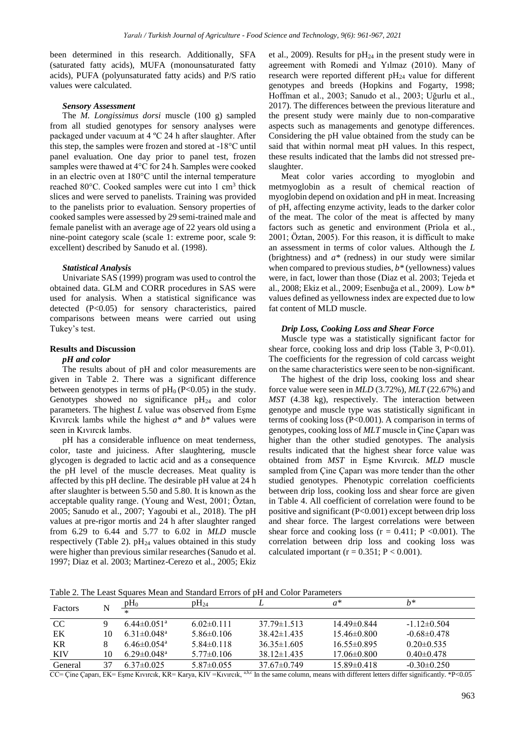been determined in this research. Additionally, SFA (saturated fatty acids), MUFA (monounsaturated fatty acids), PUFA (polyunsaturated fatty acids) and P/S ratio values were calculated.

#### *Sensory Assessment*

The *M. Longissimus dorsi* muscle (100 g) sampled from all studied genotypes for sensory analyses were packaged under vacuum at 4 ºC 24 h after slaughter. After this step, the samples were frozen and stored at -18°C until panel evaluation. One day prior to panel test, frozen samples were thawed at 4°C for 24 h. Samples were cooked in an electric oven at 180°C until the internal temperature reached 80°C. Cooked samples were cut into 1 $cm^3$ thick slices and were served to panelists. Training was provided to the panelists prior to evaluation. Sensory properties of cooked samples were assessed by 29 semi-trained male and female panelist with an average age of 22 years old using a nine-point category scale (scale 1: extreme poor, scale 9: excellent) described by Sanudo et al. (1998).

#### *Statistical Analysis*

Univariate SAS (1999) program was used to control the obtained data. GLM and CORR procedures in SAS were used for analysis. When a statistical significance was detected ($P<0.05$) for sensory characteristics, paired comparisons between means were carried out using Tukey's test.

### Results and Discussion

#### *pH and color*

The results about of pH and color measurements are given in Table 2. There was a significant difference between genotypes in terms of $pH_0$ ($P<0.05$) in the study. Genotypes showed no significance $pH_{24}$ and color parameters. The highest *L* value was observed from Eşme Kıvırcık lambs while the highest *a\** and *b\** values were seen in Kıvırcık lambs.

pH has a considerable influence on meat tenderness, color, taste and juiciness. After slaughtering, muscle glycogen is degraded to lactic acid and as a consequence the pH level of the muscle decreases. Meat quality is affected by this pH decline. The desirable pH value at 24 h after slaughter is between 5.50 and 5.80. It is known as the acceptable quality range. (Young and West, 2001; Öztan, 2005; Sanudo et al., 2007; Yagoubi et al., 2018). The pH values at pre-rigor mortis and 24 h after slaughter ranged from 6.29 to 6.44 and 5.77 to 6.02 in *MLD* muscle respectively (Table 2). $pH_{24}$ values obtained in this study were higher than previous similar researches (Sanudo et al. 1997; Diaz et al. 2003; Martinez-Cerezo et al., 2005; Ekiz et al., 2009). Results for $pH_{24}$ in the present study were in agreement with Romedi and Yılmaz (2010). Many of research were reported different $pH_{24}$ value for different genotypes and breeds (Hopkins and Fogarty, 1998; Hoffman et al., 2003; Sanudo et al., 2003; Uğurlu et al., 2017). The differences between the previous literature and the present study were mainly due to non-comparative aspects such as managements and genotype differences. Considering the pH value obtained from the study can be said that within normal meat pH values. In this respect, these results indicated that the lambs did not stressed pre-slaughter.

Meat color varies according to myoglobin and metmyoglobin as a result of chemical reaction of myoglobin depend on oxidation and pH in meat. Increasing of pH, affecting enzyme activity, leads to the darker color of the meat. The color of the meat is affected by many factors such as genetic and environment (Priola et al., 2001; Öztan, 2005). For this reason, it is difficult to make an assessment in terms of color values. Although the *L* (brightness) and *a\** (redness) in our study were similar when compared to previous studies, *b\** (yellowness) values were, in fact, lower than those (Diaz et al. 2003; Tejeda et al., 2008; Ekiz et al., 2009; Esenbuğa et al., 2009). Low *b\** values defined as yellowness index are expected due to low fat content of MLD muscle.

#### *Drip Loss, Cooking Loss and Shear Force*

Muscle type was a statistically significant factor for shear force, cooking loss and drip loss (Table 3, $P<0.01$). The coefficients for the regression of cold carcass weight on the same characteristics were seen to be non-significant.

The highest of the drip loss, cooking loss and shear force value were seen in *MLD* (3.72%), *MLT* (22.67%) and *MST* (4.38 kg), respectively. The interaction between genotype and muscle type was statistically significant in terms of cooking loss ($P<0.001$). A comparison in terms of genotypes, cooking loss of *MLT* muscle in Çine Çaparı was higher than the other studied genotypes. The analysis results indicated that the highest shear force value was obtained from *MST* in Eşme Kıvırcık. *MLD* muscle sampled from Çine Çaparı was more tender than the other studied genotypes. Phenotypic correlation coefficients between drip loss, cooking loss and shear force are given in Table 4. All coefficient of correlation were found to be positive and significant ($P<0.001$) except between drip loss and shear force. The largest correlations were between shear force and cooking loss ($r = 0.411$; $P < 0.001$). The correlation between drip loss and cooking loss was calculated important ($r = 0.351$; $P < 0.001$).

Table 2. The Least Squares Mean and Standard Errors of pH and Color Parameters

| Factors | N | $pH_0$ * | $pH_{24}$ | *L* | *a\** | *b\** |
|---|---|---|---|---|---|---|
| CC | 9 | 6.44±0.051[a] | 6.02±0.111 | 37.79±1.513 | 14.49±0.844 | -1.12±0.504 |
| EK | 10 | 6.31±0.048[a] | 5.86±0.106 | 38.42±1.435 | 15.46±0.800 | -0.68±0.478 |
| KR | 8 | 6.46±0.054[a] | 5.84±0.118 | 36.35±1.605 | 16.55±0.895 | 0.20±0.535 |
| KIV | 10 | 6.29±0.048[a] | 5.77±0.106 | 38.12±1.435 | 17.06±0.800 | 0.40±0.478 |
| General | 37 | 6.37±0.025 | 5.87±0.055 | 37.67±0.749 | 15.89±0.418 | -0.30±0.250 |

CC= Çine Çaparı, EK= Eşme Kıvırcık, KR= Karya, KIV =Kıvırcık, [a,b,c] In the same column, means with different letters differ significantly. *P<0.05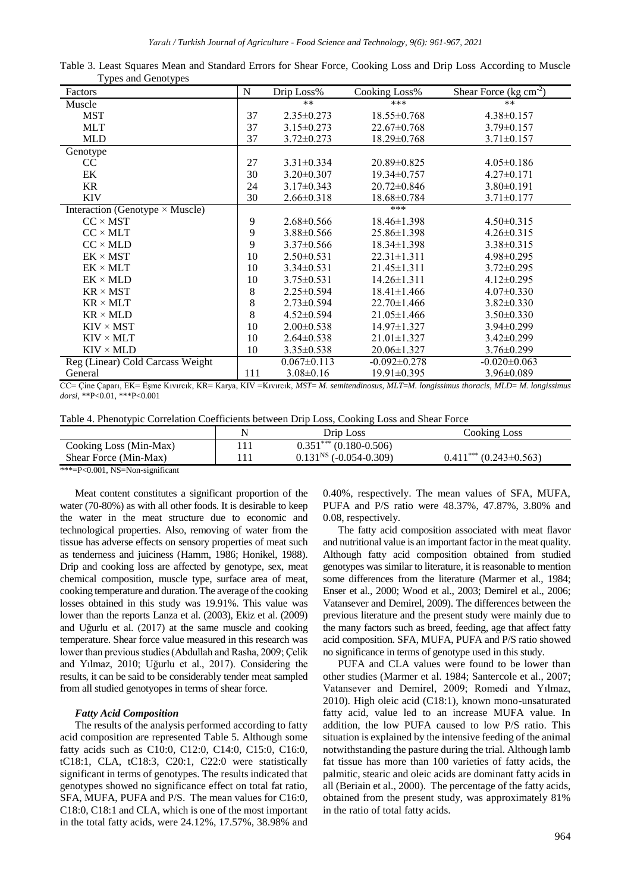Table 3. Least Squares Mean and Standard Errors for Shear Force, Cooking Loss and Drip Loss According to Muscle Types and Genotypes

| Factors | N | Drip Loss% | Cooking Loss% | Shear Force (kg cm$^{-2}$) |
|---|---|---|---|---|
| Muscle | | ** | *** | ** |
| MST | 37 | 2.35±0.273 | 18.55±0.768 | 4.38±0.157 |
| MLT | 37 | 3.15±0.273 | 22.67±0.768 | 3.79±0.157 |
| MLD | 37 | 3.72±0.273 | 18.29±0.768 | 3.71±0.157 |
| Genotype | | | | |
| CC | 27 | 3.31±0.334 | 20.89±0.825 | 4.05±0.186 |
| EK | 30 | 3.20±0.307 | 19.34±0.757 | 4.27±0.171 |
| KR | 24 | 3.17±0.343 | 20.72±0.846 | 3.80±0.191 |
| KIV | 30 | 2.66±0.318 | 18.68±0.784 | 3.71±0.177 |
| Interaction (Genotype × Muscle) | | | *** | |
| CC × MST | 9 | 2.68±0.566 | 18.46±1.398 | 4.50±0.315 |
| CC × MLT | 9 | 3.88±0.566 | 25.86±1.398 | 4.26±0.315 |
| CC × MLD | 9 | 3.37±0.566 | 18.34±1.398 | 3.38±0.315 |
| EK × MST | 10 | 2.50±0.531 | 22.31±1.311 | 4.98±0.295 |
| EK × MLT | 10 | 3.34±0.531 | 21.45±1.311 | 3.72±0.295 |
| EK × MLD | 10 | 3.75±0.531 | 14.26±1.311 | 4.12±0.295 |
| KR × MST | 8 | 2.25±0.594 | 18.41±1.466 | 4.07±0.330 |
| KR × MLT | 8 | 2.73±0.594 | 22.70±1.466 | 3.82±0.330 |
| KR × MLD | 8 | 4.52±0.594 | 21.05±1.466 | 3.50±0.330 |
| KIV × MST | 10 | 2.00±0.538 | 14.97±1.327 | 3.94±0.299 |
| KIV × MLT | 10 | 2.64±0.538 | 21.01±1.327 | 3.42±0.299 |
| KIV × MLD | 10 | 3.35±0.538 | 20.06±1.327 | 3.76±0.299 |
| Reg (Linear) Cold Carcass Weight | | 0.067±0.113 | -0.092±0.278 | -0.020±0.063 |
| General | 111 | 3.08±0.16 | 19.91±0.395 | 3.96±0.089 |

CC= Çine Çaparı, EK= Eşme Kıvırcık, KR= Karya, KIV =Kıvırcık, *MST= M. semitendinosus*, *MLT=M. longissimus thoracis*, *MLD= M. longissimus dorsi*, **P<0.01, ***P<0.001

Table 4. Phenotypic Correlation Coefficients between Drip Loss, Cooking Loss and Shear Force

| | N | Drip Loss | Cooking Loss |
|---|---|---|---|
| Cooking Loss (Min-Max) | 111 | 0.351$^{***}$ (0.180-0.506) | |
| Shear Force (Min-Max) | 111 | 0.131$^{NS}$ (-0.054-0.309) | 0.411$^{***}$ (0.243±0.563) |

***=P<0.001, NS=Non-significant

Meat content constitutes a significant proportion of the water (70-80%) as with all other foods. It is desirable to keep the water in the meat structure due to economic and technological properties. Also, removing of water from the tissue has adverse effects on sensory properties of meat such as tenderness and juiciness (Hamm, 1986; Honikel, 1988). Drip and cooking loss are affected by genotype, sex, meat chemical composition, muscle type, surface area of meat, cooking temperature and duration. The average of the cooking losses obtained in this study was 19.91%. This value was lower than the reports Lanza et al. (2003), Ekiz et al. (2009) and Uğurlu et al. (2017) at the same muscle and cooking temperature. Shear force value measured in this research was lower than previous studies (Abdullah and Rasha, 2009; Çelik and Yılmaz, 2010; Uğurlu et al., 2017). Considering the results, it can be said to be considerably tender meat sampled from all studied genotyopes in terms of shear force.

#### *Fatty Acid Composition*

The results of the analysis performed according to fatty acid composition are represented Table 5. Although some fatty acids such as C10:0, C12:0, C14:0, C15:0, C16:0, tC18:1, CLA, tC18:3, C20:1, C22:0 were statistically significant in terms of genotypes. The results indicated that genotypes showed no significance effect on total fat ratio, SFA, MUFA, PUFA and P/S. The mean values for C16:0, C18:0, C18:1 and CLA, which is one of the most important in the total fatty acids, were 24.12%, 17.57%, 38.98% and 0.40%, respectively. The mean values of SFA, MUFA, PUFA and P/S ratio were 48.37%, 47.87%, 3.80% and 0.08, respectively.

The fatty acid composition associated with meat flavor and nutritional value is an important factor in the meat quality. Although fatty acid composition obtained from studied genotypes was similar to literature, it is reasonable to mention some differences from the literature (Marmer et al., 1984; Enser et al., 2000; Wood et al., 2003; Demirel et al., 2006; Vatansever and Demirel, 2009). The differences between the previous literature and the present study were mainly due to the many factors such as breed, feeding, age that affect fatty acid composition. SFA, MUFA, PUFA and P/S ratio showed no significance in terms of genotype used in this study.

PUFA and CLA values were found to be lower than other studies (Marmer et al. 1984; Santercole et al., 2007; Vatansever and Demirel, 2009; Romedi and Yılmaz, 2010). High oleic acid (C18:1), known mono-unsaturated fatty acid, value led to an increase MUFA value. In addition, the low PUFA caused to low P/S ratio. This situation is explained by the intensive feeding of the animal notwithstanding the pasture during the trial. Although lamb fat tissue has more than 100 varieties of fatty acids, the palmitic, stearic and oleic acids are dominant fatty acids in all (Beriain et al., 2000). The percentage of the fatty acids, obtained from the present study, was approximately 81% in the ratio of total fatty acids.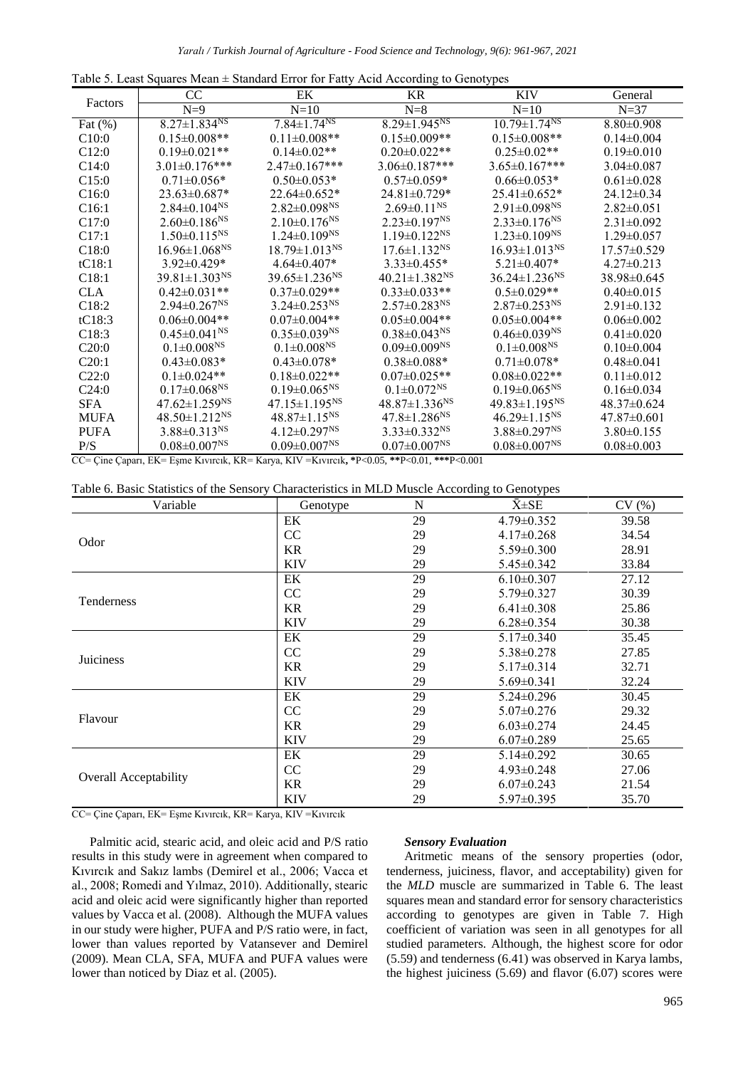Table 5. Least Squares Mean ± Standard Error for Fatty Acid According to Genotypes

| Factors | CC | EK | KR | KIV | General |
|---|---|---|---|---|---|
| | N=9 | N=10 | N=8 | N=10 | N=37 |
| Fat (%) | 8.27±1.834$^{NS}$ | 7.84±1.74$^{NS}$ | 8.29±1.945$^{NS}$ | 10.79±1.74$^{NS}$ | 8.80±0.908 |
| C10:0 | 0.15±0.008** | 0.11±0.008** | 0.15±0.009** | 0.15±0.008** | 0.14±0.004 |
| C12:0 | 0.19±0.021** | 0.14±0.02** | 0.20±0.022** | 0.25±0.02** | 0.19±0.010 |
| C14:0 | 3.01±0.176*** | 2.47±0.167*** | 3.06±0.187*** | 3.65±0.167*** | 3.04±0.087 |
| C15:0 | 0.71±0.056* | 0.50±0.053* | 0.57±0.059* | 0.66±0.053* | 0.61±0.028 |
| C16:0 | 23.63±0.687* | 22.64±0.652* | 24.81±0.729* | 25.41±0.652* | 24.12±0.34 |
| C16:1 | 2.84±0.104$^{NS}$ | 2.82±0.098$^{NS}$ | 2.69±0.11$^{NS}$ | 2.91±0.098$^{NS}$ | 2.82±0.051 |
| C17:0 | 2.60±0.186$^{NS}$ | 2.10±0.176$^{NS}$ | 2.23±0.197$^{NS}$ | 2.33±0.176$^{NS}$ | 2.31±0.092 |
| C17:1 | 1.50±0.115$^{NS}$ | 1.24±0.109$^{NS}$ | 1.19±0.122$^{NS}$ | 1.23±0.109$^{NS}$ | 1.29±0.057 |
| C18:0 | 16.96±1.068$^{NS}$ | 18.79±1.013$^{NS}$ | 17.6±1.132$^{NS}$ | 16.93±1.013$^{NS}$ | 17.57±0.529 |
| tC18:1 | 3.92±0.429* | 4.64±0.407* | 3.33±0.455* | 5.21±0.407* | 4.27±0.213 |
| C18:1 | 39.81±1.303$^{NS}$ | 39.65±1.236$^{NS}$ | 40.21±1.382$^{NS}$ | 36.24±1.236$^{NS}$ | 38.98±0.645 |
| CLA | 0.42±0.031** | 0.37±0.029** | 0.33±0.033** | 0.5±0.029** | 0.40±0.015 |
| C18:2 | 2.94±0.267$^{NS}$ | 3.24±0.253$^{NS}$ | 2.57±0.283$^{NS}$ | 2.87±0.253$^{NS}$ | 2.91±0.132 |
| tC18:3 | 0.06±0.004** | 0.07±0.004** | 0.05±0.004** | 0.05±0.004** | 0.06±0.002 |
| C18:3 | 0.45±0.041$^{NS}$ | 0.35±0.039$^{NS}$ | 0.38±0.043$^{NS}$ | 0.46±0.039$^{NS}$ | 0.41±0.020 |
| C20:0 | 0.1±0.008$^{NS}$ | 0.1±0.008$^{NS}$ | 0.09±0.009$^{NS}$ | 0.1±0.008$^{NS}$ | 0.10±0.004 |
| C20:1 | 0.43±0.083* | 0.43±0.078* | 0.38±0.088* | 0.71±0.078* | 0.48±0.041 |
| C22:0 | 0.1±0.024** | 0.18±0.022** | 0.07±0.025** | 0.08±0.022** | 0.11±0.012 |
| C24:0 | 0.17±0.068$^{NS}$ | 0.19±0.065$^{NS}$ | 0.1±0.072$^{NS}$ | 0.19±0.065$^{NS}$ | 0.16±0.034 |
| SFA | 47.62±1.259$^{NS}$ | 47.15±1.195$^{NS}$ | 48.87±1.336$^{NS}$ | 49.83±1.195$^{NS}$ | 48.37±0.624 |
| MUFA | 48.50±1.212$^{NS}$ | 48.87±1.15$^{NS}$ | 47.8±1.286$^{NS}$ | 46.29±1.15$^{NS}$ | 47.87±0.601 |
| PUFA | 3.88±0.313$^{NS}$ | 4.12±0.297$^{NS}$ | 3.33±0.332$^{NS}$ | 3.88±0.297$^{NS}$ | 3.80±0.155 |
| P/S | 0.08±0.007$^{NS}$ | 0.09±0.007$^{NS}$ | 0.07±0.007$^{NS}$ | 0.08±0.007$^{NS}$ | 0.08±0.003 |

CC= Çine Çaparı, EK= Eşme Kıvırcık, KR= Karya, KIV =Kıvırcık, *P<0.05, **P<0.01, ***P<0.001

Table 6. Basic Statistics of the Sensory Characteristics in MLD Muscle According to Genotypes

| Variable | Genotype | N | X̄±SE | CV (%) |
|---|---|---|---|---|
| Odor | EK | 29 | 4.79±0.352 | 39.58 |
| | CC | 29 | 4.17±0.268 | 34.54 |
| | KR | 29 | 5.59±0.300 | 28.91 |
| | KIV | 29 | 5.45±0.342 | 33.84 |
| Tenderness | EK | 29 | 6.10±0.307 | 27.12 |
| | CC | 29 | 5.79±0.327 | 30.39 |
| | KR | 29 | 6.41±0.308 | 25.86 |
| | KIV | 29 | 6.28±0.354 | 30.38 |
| Juiciness | EK | 29 | 5.17±0.340 | 35.45 |
| | CC | 29 | 5.38±0.278 | 27.85 |
| | KR | 29 | 5.17±0.314 | 32.71 |
| | KIV | 29 | 5.69±0.341 | 32.24 |
| Flavour | EK | 29 | 5.24±0.296 | 30.45 |
| | CC | 29 | 5.07±0.276 | 29.32 |
| | KR | 29 | 6.03±0.274 | 24.45 |
| | KIV | 29 | 6.07±0.289 | 25.65 |
| Overall Acceptability | EK | 29 | 5.14±0.292 | 30.65 |
| | CC | 29 | 4.93±0.248 | 27.06 |
| | KR | 29 | 6.07±0.243 | 21.54 |
| | KIV | 29 | 5.97±0.395 | 35.70 |

CC= Çine Çaparı, EK= Eşme Kıvırcık, KR= Karya, KIV =Kıvırcık

Palmitic acid, stearic acid, and oleic acid and P/S ratio results in this study were in agreement when compared to Kıvırcık and Sakız lambs (Demirel et al., 2006; Vacca et al., 2008; Romedi and Yılmaz, 2010). Additionally, stearic acid and oleic acid were significantly higher than reported values by Vacca et al. (2008). Although the MUFA values in our study were higher, PUFA and P/S ratio were, in fact, lower than values reported by Vatansever and Demirel (2009). Mean CLA, SFA, MUFA and PUFA values were lower than noticed by Diaz et al. (2005).

### *Sensory Evaluation*

Aritmetic means of the sensory properties (odor, tenderness, juiciness, flavor, and acceptability) given for the *MLD* muscle are summarized in Table 6. The least squares mean and standard error for sensory characteristics according to genotypes are given in Table 7. High coefficient of variation was seen in all genotypes for all studied parameters. Although, the highest score for odor (5.59) and tenderness (6.41) was observed in Karya lambs, the highest juiciness (5.69) and flavor (6.07) scores were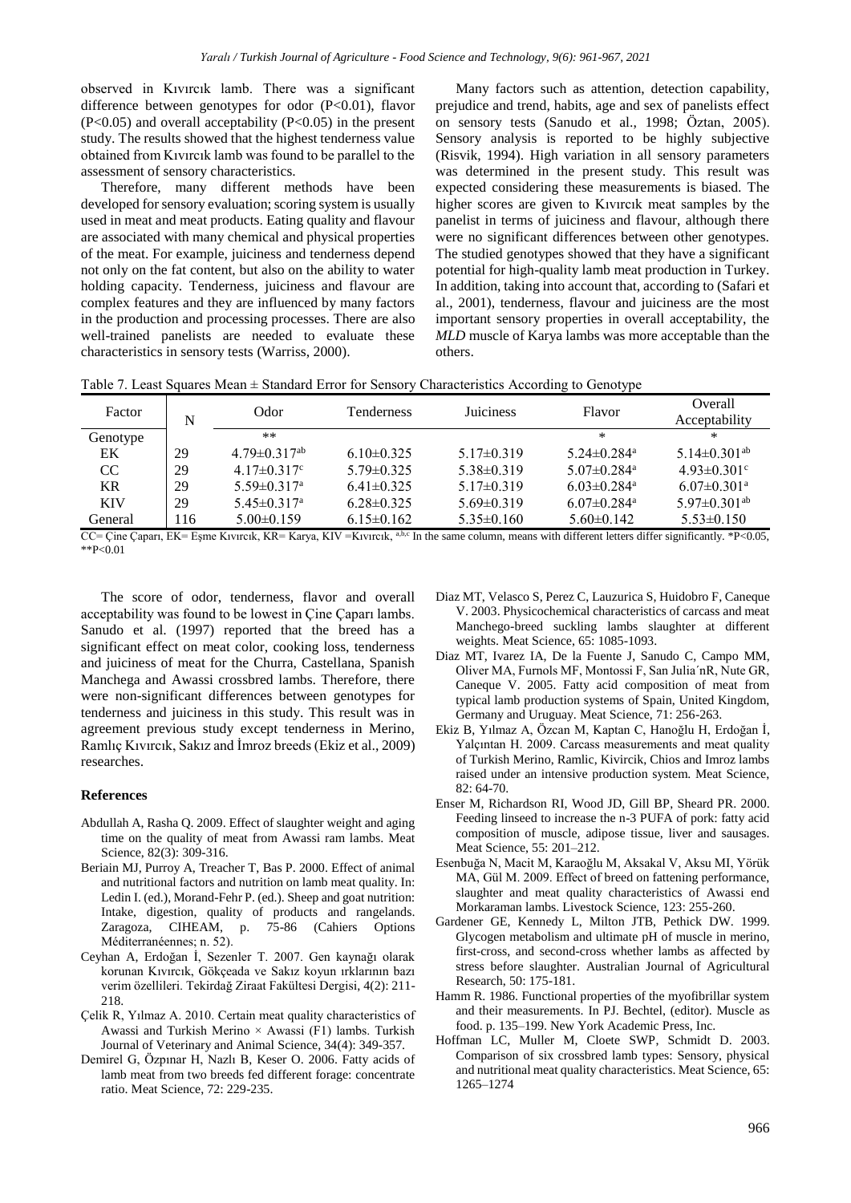observed in Kıvırcık lamb. There was a significant difference between genotypes for odor (P<0.01), flavor (P<0.05) and overall acceptability (P<0.05) in the present study. The results showed that the highest tenderness value obtained from Kıvırcık lamb was found to be parallel to the assessment of sensory characteristics.

Therefore, many different methods have been developed for sensory evaluation; scoring system is usually used in meat and meat products. Eating quality and flavour are associated with many chemical and physical properties of the meat. For example, juiciness and tenderness depend not only on the fat content, but also on the ability to water holding capacity. Tenderness, juiciness and flavour are complex features and they are influenced by many factors in the production and processing processes. There are also well-trained panelists are needed to evaluate these characteristics in sensory tests (Warriss, 2000).

Many factors such as attention, detection capability, prejudice and trend, habits, age and sex of panelists effect on sensory tests (Sanudo et al., 1998; Öztan, 2005). Sensory analysis is reported to be highly subjective (Risvik, 1994). High variation in all sensory parameters was determined in the present study. This result was expected considering these measurements is biased. The higher scores are given to Kıvırcık meat samples by the panelist in terms of juiciness and flavour, although there were no significant differences between other genotypes. The studied genotypes showed that they have a significant potential for high-quality lamb meat production in Turkey. In addition, taking into account that, according to (Safari et al., 2001), tenderness, flavour and juiciness are the most important sensory properties in overall acceptability, the *MLD* muscle of Karya lambs was more acceptable than the others.

Table 7. Least Squares Mean ± Standard Error for Sensory Characteristics According to Genotype

| Factor | N | Odor | Tenderness | Juiciness | Flavor | Overall Acceptability |
|---|---|---|---|---|---|---|
| Genotype | | ** | | | * | * |
| EK | 29 | 4.79±0.317[ab] | 6.10±0.325 | 5.17±0.319 | 5.24±0.284[a] | 5.14±0.301[ab] |
| CC | 29 | 4.17±0.317[c] | 5.79±0.325 | 5.38±0.319 | 5.07±0.284[a] | 4.93±0.301[c] |
| KR | 29 | 5.59±0.317[a] | 6.41±0.325 | 5.17±0.319 | 6.03±0.284[a] | 6.07±0.301[a] |
| KIV | 29 | 5.45±0.317[a] | 6.28±0.325 | 5.69±0.319 | 6.07±0.284[a] | 5.97±0.301[ab] |
| General | 116 | 5.00±0.159 | 6.15±0.162 | 5.35±0.160 | 5.60±0.142 | 5.53±0.150 |

CC= Çine Çaparı, EK= Eşme Kıvırcık, KR= Karya, KIV =Kıvırcık, [a,b,c] In the same column, means with different letters differ significantly. *P<0.05, **P<0.01

The score of odor, tenderness, flavor and overall acceptability was found to be lowest in Çine Çaparı lambs. Sanudo et al. (1997) reported that the breed has a significant effect on meat color, cooking loss, tenderness and juiciness of meat for the Churra, Castellana, Spanish Manchega and Awassi crossbred lambs. Therefore, there were non-significant differences between genotypes for tenderness and juiciness in this study. This result was in agreement previous study except tenderness in Merino, Ramlıç Kıvırcık, Sakız and İmroz breeds (Ekiz et al., 2009) researches.

## References

- Abdullah A, Rasha Q. 2009. Effect of slaughter weight and aging time on the quality of meat from Awassi ram lambs. Meat Science, 82(3): 309-316.
- Beriain MJ, Purroy A, Treacher T, Bas P. 2000. Effect of animal and nutritional factors and nutrition on lamb meat quality. In: Ledin I. (ed.), Morand-Fehr P. (ed.). Sheep and goat nutrition: Intake, digestion, quality of products and rangelands. Zaragoza, CIHEAM, p. 75-86 (Cahiers Options Méditerranéennes; n. 52).
- Ceyhan A, Erdoğan İ, Sezenler T. 2007. Gen kaynağı olarak korunan Kıvırcık, Gökçeada ve Sakız koyun ırklarının bazı verim özellileri. Tekirdağ Ziraat Fakültesi Dergisi, 4(2): 211-218.
- Çelik R, Yılmaz A. 2010. Certain meat quality characteristics of Awassi and Turkish Merino × Awassi (F1) lambs. Turkish Journal of Veterinary and Animal Science, 34(4): 349-357.
- Demirel G, Özpınar H, Nazlı B, Keser O. 2006. Fatty acids of lamb meat from two breeds fed different forage: concentrate ratio. Meat Science, 72: 229-235.
- Diaz MT, Velasco S, Perez C, Lauzurica S, Huidobro F, Caneque V. 2003. Physicochemical characteristics of carcass and meat Manchego-breed suckling lambs slaughter at different weights. Meat Science, 65: 1085-1093.
- Diaz MT, Ivarez IA, De la Fuente J, Sanudo C, Campo MM, Oliver MA, Furnols MF, Montossi F, San Julia´nR, Nute GR, Caneque V. 2005. Fatty acid composition of meat from typical lamb production systems of Spain, United Kingdom, Germany and Uruguay. Meat Science, 71: 256-263.
- Ekiz B, Yılmaz A, Özcan M, Kaptan C, Hanoğlu H, Erdoğan İ, Yalçıntan H. 2009. Carcass measurements and meat quality of Turkish Merino, Ramlic, Kivircik, Chios and Imroz lambs raised under an intensive production system. Meat Science, 82: 64-70.
- Enser M, Richardson RI, Wood JD, Gill BP, Sheard PR. 2000. Feeding linseed to increase the n-3 PUFA of pork: fatty acid composition of muscle, adipose tissue, liver and sausages. Meat Science, 55: 201–212.
- Esenbuğa N, Macit M, Karaoğlu M, Aksakal V, Aksu MI, Yörük MA, Gül M. 2009. Effect of breed on fattening performance, slaughter and meat quality characteristics of Awassi end Morkaraman lambs. Livestock Science, 123: 255-260.
- Gardener GE, Kennedy L, Milton JTB, Pethick DW. 1999. Glycogen metabolism and ultimate pH of muscle in merino, first-cross, and second-cross whether lambs as affected by stress before slaughter. Australian Journal of Agricultural Research, 50: 175-181.
- Hamm R. 1986. Functional properties of the myofibrillar system and their measurements. In PJ. Bechtel, (editor). Muscle as food. p. 135–199. New York Academic Press, Inc.
- Hoffman LC, Muller M, Cloete SWP, Schmidt D. 2003. Comparison of six crossbred lamb types: Sensory, physical and nutritional meat quality characteristics. Meat Science, 65: 1265–1274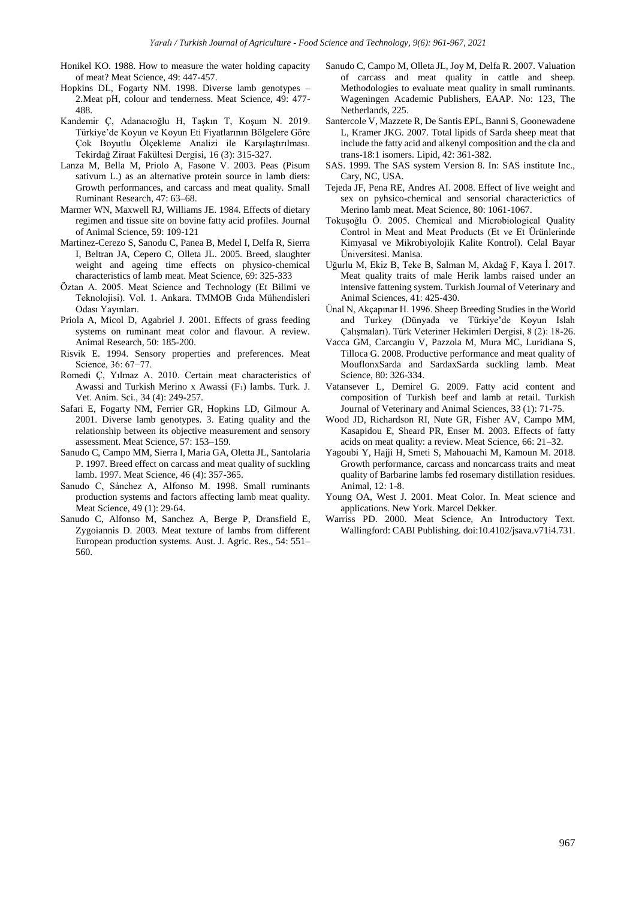Honikel KO. 1988. How to measure the water holding capacity of meat? Meat Science, 49: 447-457.

Hopkins DL, Fogarty NM. 1998. Diverse lamb genotypes – 2.Meat pH, colour and tenderness. Meat Science, 49: 477-488.

Kandemir Ç, Adanacıoğlu H, Taşkın T, Koşum N. 2019. Türkiye'de Koyun ve Koyun Eti Fiyatlarının Bölgelere Göre Çok Boyutlu Ölçekleme Analizi ile Karşılaştırılması. Tekirdağ Ziraat Fakültesi Dergisi, 16 (3): 315-327.

Lanza M, Bella M, Priolo A, Fasone V. 2003. Peas (Pisum sativum L.) as an alternative protein source in lamb diets: Growth performances, and carcass and meat quality. Small Ruminant Research, 47: 63–68.

Marmer WN, Maxwell RJ, Williams JE. 1984. Effects of dietary regimen and tissue site on bovine fatty acid profiles. Journal of Animal Science, 59: 109-121

Martinez-Cerezo S, Sanodu C, Panea B, Medel I, Delfa R, Sierra I, Beltran JA, Cepero C, Olleta JL. 2005. Breed, slaughter weight and ageing time effects on physico-chemical characteristics of lamb meat. Meat Science, 69: 325-333

Öztan A. 2005. Meat Science and Technology (Et Bilimi ve Teknolojisi). Vol. 1. Ankara. TMMOB Gıda Mühendisleri Odası Yayınları.

Priola A, Micol D, Agabriel J. 2001. Effects of grass feeding systems on ruminant meat color and flavour. A review. Animal Research, 50: 185-200.

Risvik E. 1994. Sensory properties and preferences. Meat Science, 36: 67−77.

Romedi Ç, Yılmaz A. 2010. Certain meat characteristics of Awassi and Turkish Merino x Awassi ($F_1$) lambs. Turk. J. Vet. Anim. Sci., 34 (4): 249-257.

Safari E, Fogarty NM, Ferrier GR, Hopkins LD, Gilmour A. 2001. Diverse lamb genotypes. 3. Eating quality and the relationship between its objective measurement and sensory assessment. Meat Science, 57: 153–159.

Sanudo C, Campo MM, Sierra I, Maria GA, Oletta JL, Santolaria P. 1997. Breed effect on carcass and meat quality of suckling lamb. 1997. Meat Science, 46 (4): 357-365.

Sanudo C, Sánchez A, Alfonso M. 1998. Small ruminants production systems and factors affecting lamb meat quality. Meat Science, 49 (1): 29-64.

Sanudo C, Alfonso M, Sanchez A, Berge P, Dransfield E, Zygoiannis D. 2003. Meat texture of lambs from different European production systems. Aust. J. Agric. Res., 54: 551–560.

Sanudo C, Campo M, Olleta JL, Joy M, Delfa R. 2007. Valuation of carcass and meat quality in cattle and sheep. Methodologies to evaluate meat quality in small ruminants. Wageningen Academic Publishers, EAAP. No: 123, The Netherlands, 225.

Santercole V, Mazzete R, De Santis EPL, Banni S, Goonewadene L, Kramer JKG. 2007. Total lipids of Sarda sheep meat that include the fatty acid and alkenyl composition and the cla and trans-18:1 isomers. Lipid, 42: 361-382.

SAS. 1999. The SAS system Version 8. In: SAS institute Inc., Cary, NC, USA.

Tejeda JF, Pena RE, Andres AI. 2008. Effect of live weight and sex on pyhsico-chemical and sensorial characterictics of Merino lamb meat. Meat Science, 80: 1061-1067.

Tokuşoğlu Ö. 2005. Chemical and Microbiological Quality Control in Meat and Meat Products (Et ve Et Ürünlerinde Kimyasal ve Mikrobiyolojik Kalite Kontrol). Celal Bayar Üniversitesi. Manisa.

Uğurlu M, Ekiz B, Teke B, Salman M, Akdağ F, Kaya İ. 2017. Meat quality traits of male Herik lambs raised under an intensive fattening system. Turkish Journal of Veterinary and Animal Sciences, 41: 425-430.

Ünal N, Akçapınar H. 1996. Sheep Breeding Studies in the World and Turkey (Dünyada ve Türkiye'de Koyun Islah Çalışmaları). Türk Veteriner Hekimleri Dergisi, 8 (2): 18-26.

Vacca GM, Carcangiu V, Pazzola M, Mura MC, Luridiana S, Tilloca G. 2008. Productive performance and meat quality of MouflonxSarda and SardaxSarda suckling lamb. Meat Science, 80: 326-334.

Vatansever L, Demirel G. 2009. Fatty acid content and composition of Turkish beef and lamb at retail. Turkish Journal of Veterinary and Animal Sciences, 33 (1): 71-75.

Wood JD, Richardson RI, Nute GR, Fisher AV, Campo MM, Kasapidou E, Sheard PR, Enser M. 2003. Effects of fatty acids on meat quality: a review. Meat Science, 66: 21–32.

Yagoubi Y, Hajji H, Smeti S, Mahouachi M, Kamoun M. 2018. Growth performance, carcass and noncarcass traits and meat quality of Barbarine lambs fed rosemary distillation residues. Animal, 12: 1-8.

Young OA, West J. 2001. Meat Color. In. Meat science and applications. New York. Marcel Dekker.

Warriss PD. 2000. Meat Science, An Introductory Text. Wallingford: CABI Publishing. doi:10.4102/jsava.v71i4.731.